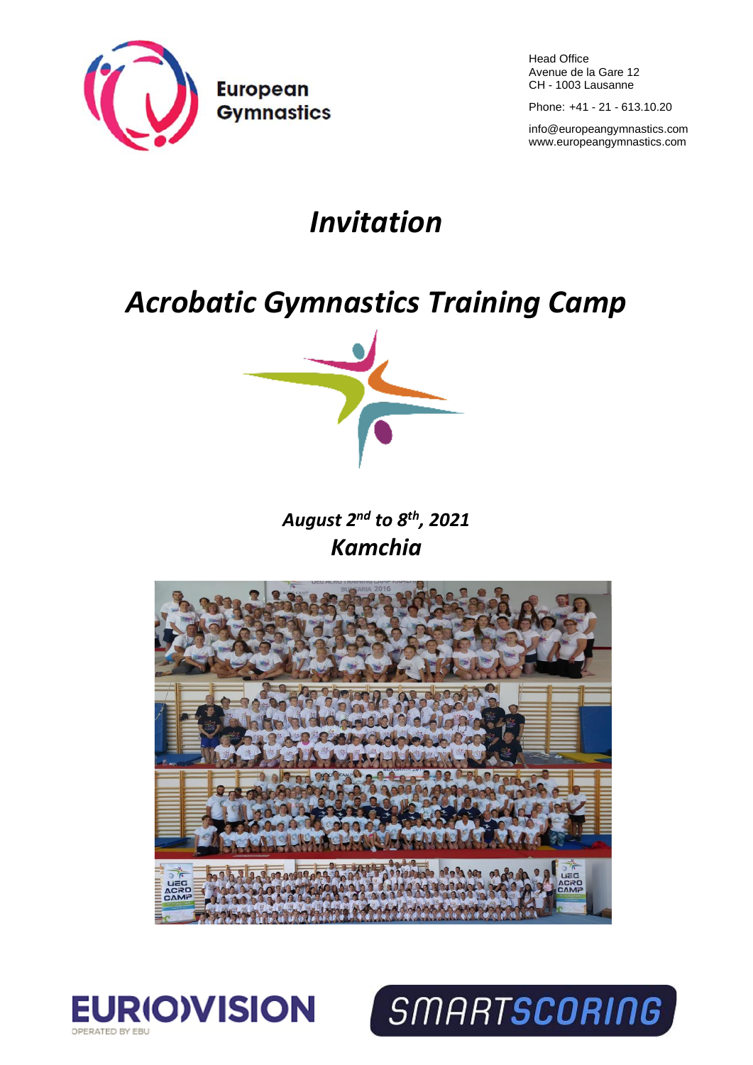European Gymnastics

Head Office
Avenue de la Gare 12
CH - 1003 Lausanne

Phone: +41 - 21 - 613.10.20

info@europeangymnastics.com
www.europeangymnastics.com

# *Invitation*

# *Acrobatic Gymnastics Training Camp*

***August 2nd to 8th, 2021***
***Kamchia***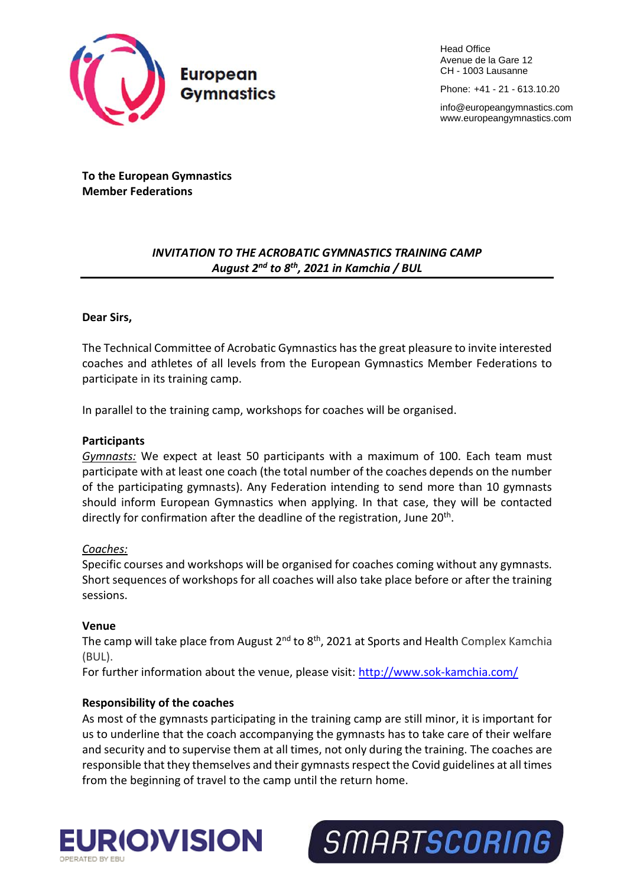**To the European Gymnastics Member Federations**

***INVITATION TO THE ACROBATIC GYMNASTICS TRAINING CAMP August 2nd to 8th, 2021 in Kamchia / BUL***

**Dear Sirs,**

The Technical Committee of Acrobatic Gymnastics has the great pleasure to invite interested coaches and athletes of all levels from the European Gymnastics Member Federations to participate in its training camp.

In parallel to the training camp, workshops for coaches will be organised.

**Participants**

*Gymnasts:* We expect at least 50 participants with a maximum of 100. Each team must participate with at least one coach (the total number of the coaches depends on the number of the participating gymnasts). Any Federation intending to send more than 10 gymnasts should inform European Gymnastics when applying. In that case, they will be contacted directly for confirmation after the deadline of the registration, June 20th.

*Coaches:*

Specific courses and workshops will be organised for coaches coming without any gymnasts. Short sequences of workshops for all coaches will also take place before or after the training sessions.

**Venue**

The camp will take place from August 2nd to 8th, 2021 at Sports and Health Complex Kamchia (BUL).

For further information about the venue, please visit: http://www.sok-kamchia.com/

**Responsibility of the coaches**

As most of the gymnasts participating in the training camp are still minor, it is important for us to underline that the coach accompanying the gymnasts has to take care of their welfare and security and to supervise them at all times, not only during the training. The coaches are responsible that they themselves and their gymnasts respect the Covid guidelines at all times from the beginning of travel to the camp until the return home.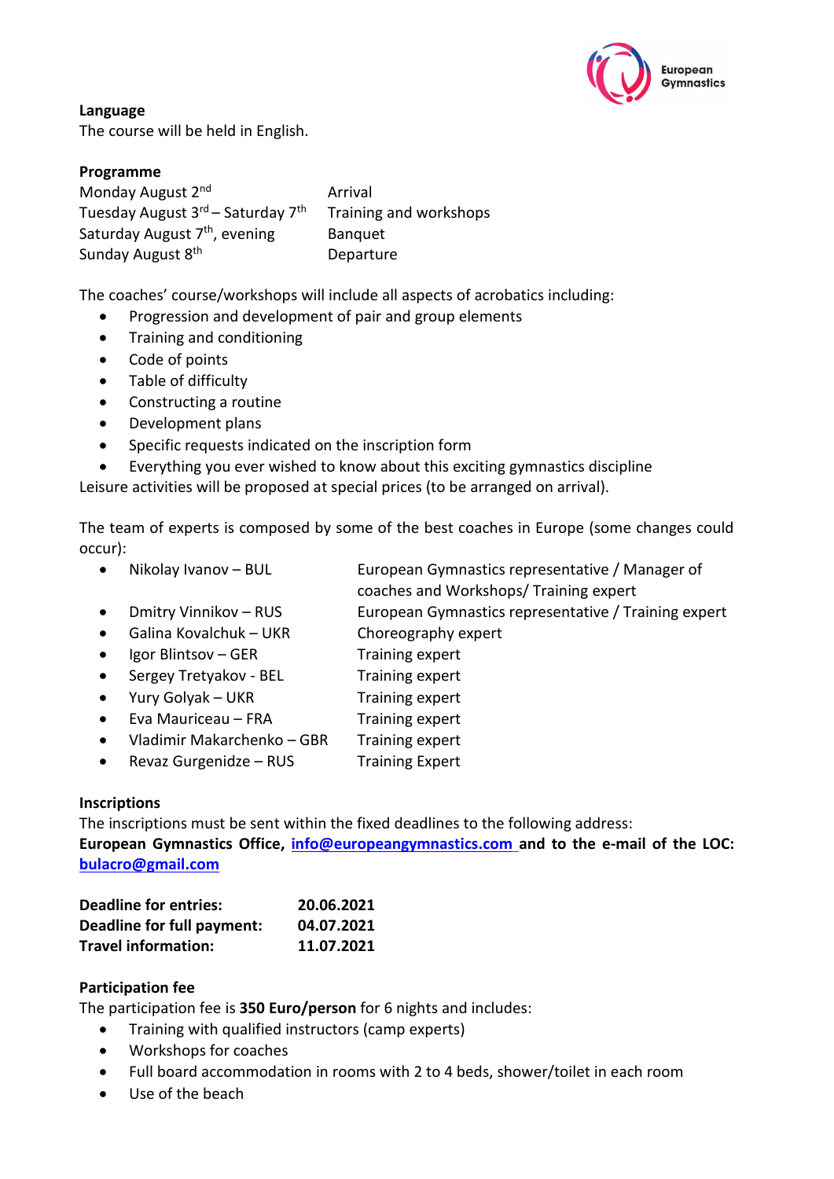**Language**

The course will be held in English.

**Programme**

| | |
|---|---|
| Monday August 2nd | Arrival |
| Tuesday August 3rd – Saturday 7th | Training and workshops |
| Saturday August 7th, evening | Banquet |
| Sunday August 8th | Departure |

The coaches' course/workshops will include all aspects of acrobatics including:

- Progression and development of pair and group elements
- Training and conditioning
- Code of points
- Table of difficulty
- Constructing a routine
- Development plans
- Specific requests indicated on the inscription form
- Everything you ever wished to know about this exciting gymnastics discipline

Leisure activities will be proposed at special prices (to be arranged on arrival).

The team of experts is composed by some of the best coaches in Europe (some changes could occur):

- Nikolay Ivanov – BUL — European Gymnastics representative / Manager of coaches and Workshops/ Training expert
- Dmitry Vinnikov – RUS — European Gymnastics representative / Training expert
- Galina Kovalchuk – UKR — Choreography expert
- Igor Blintsov – GER — Training expert
- Sergey Tretyakov - BEL — Training expert
- Yury Golyak – UKR — Training expert
- Eva Mauriceau – FRA — Training expert
- Vladimir Makarchenko – GBR — Training expert
- Revaz Gurgenidze – RUS — Training Expert

**Inscriptions**

The inscriptions must be sent within the fixed deadlines to the following address:
**European Gymnastics Office, info@europeangymnastics.com and to the e-mail of the LOC: bulacro@gmail.com**

| | |
|---|---|
| **Deadline for entries:** | **20.06.2021** |
| **Deadline for full payment:** | **04.07.2021** |
| **Travel information:** | **11.07.2021** |

**Participation fee**

The participation fee is **350 Euro/person** for 6 nights and includes:

- Training with qualified instructors (camp experts)
- Workshops for coaches
- Full board accommodation in rooms with 2 to 4 beds, shower/toilet in each room
- Use of the beach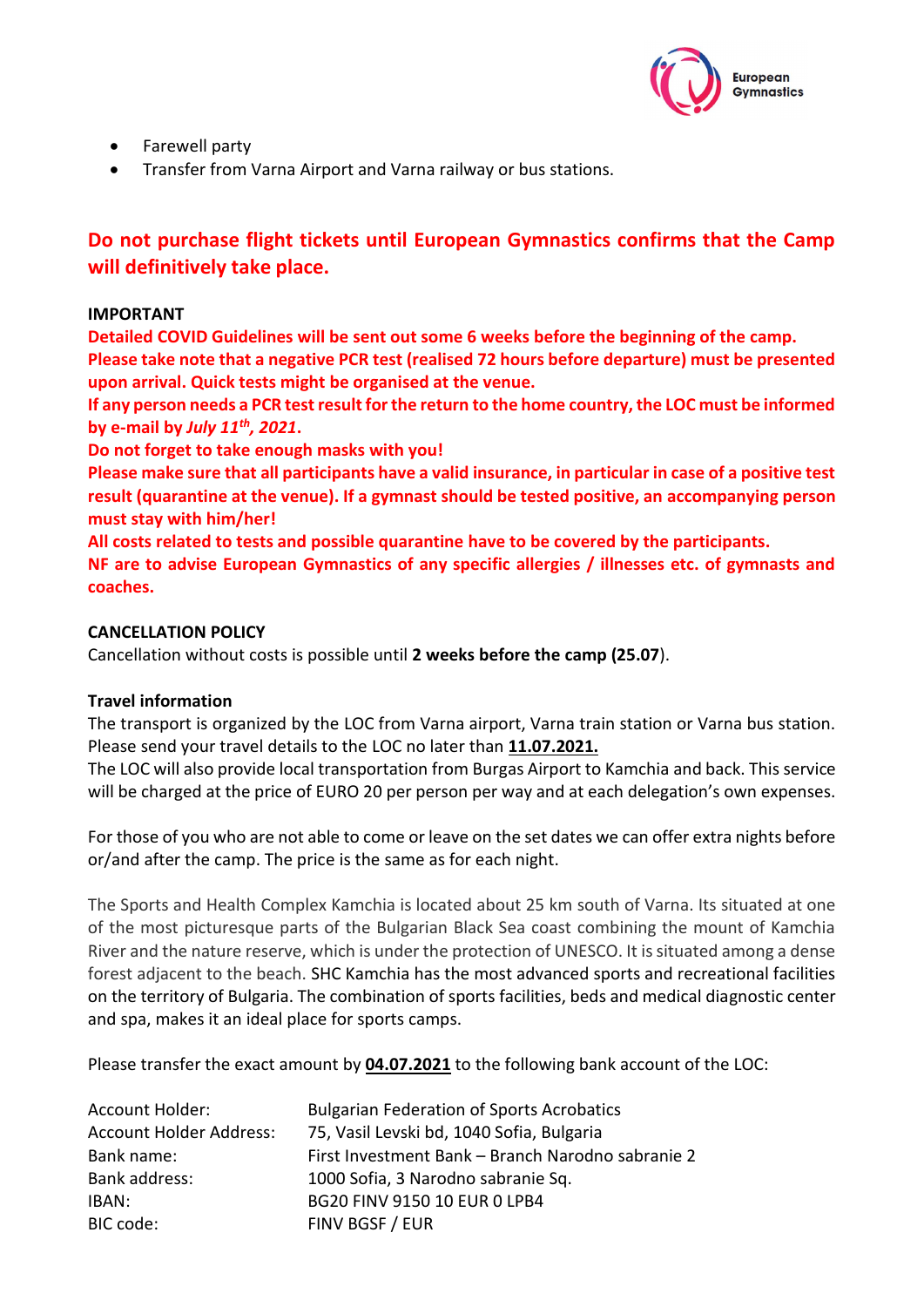- Farewell party
- Transfer from Varna Airport and Varna railway or bus stations.

**Do not purchase flight tickets until European Gymnastics confirms that the Camp will definitively take place.**

**IMPORTANT**

**Detailed COVID Guidelines will be sent out some 6 weeks before the beginning of the camp.**
**Please take note that a negative PCR test (realised 72 hours before departure) must be presented upon arrival. Quick tests might be organised at the venue.**
**If any person needs a PCR test result for the return to the home country, the LOC must be informed by e-mail by *July 11th, 2021*.**
**Do not forget to take enough masks with you!**
**Please make sure that all participants have a valid insurance, in particular in case of a positive test result (quarantine at the venue). If a gymnast should be tested positive, an accompanying person must stay with him/her!**
**All costs related to tests and possible quarantine have to be covered by the participants.**
**NF are to advise European Gymnastics of any specific allergies / illnesses etc. of gymnasts and coaches.**

**CANCELLATION POLICY**

Cancellation without costs is possible until **2 weeks before the camp (25.07**).

**Travel information**

The transport is organized by the LOC from Varna airport, Varna train station or Varna bus station. Please send your travel details to the LOC no later than **11.07.2021.**
The LOC will also provide local transportation from Burgas Airport to Kamchia and back. This service will be charged at the price of EURO 20 per person per way and at each delegation's own expenses.

For those of you who are not able to come or leave on the set dates we can offer extra nights before or/and after the camp. The price is the same as for each night.

The Sports and Health Complex Kamchia is located about 25 km south of Varna. Its situated at one of the most picturesque parts of the Bulgarian Black Sea coast combining the mount of Kamchia River and the nature reserve, which is under the protection of UNESCO. It is situated among a dense forest adjacent to the beach. SHC Kamchia has the most advanced sports and recreational facilities on the territory of Bulgaria. The combination of sports facilities, beds and medical diagnostic center and spa, makes it an ideal place for sports camps.

Please transfer the exact amount by **04.07.2021** to the following bank account of the LOC:

| | |
|---|---|
| Account Holder: | Bulgarian Federation of Sports Acrobatics |
| Account Holder Address: | 75, Vasil Levski bd, 1040 Sofia, Bulgaria |
| Bank name: | First Investment Bank – Branch Narodno sabranie 2 |
| Bank address: | 1000 Sofia, 3 Narodno sabranie Sq. |
| IBAN: | BG20 FINV 9150 10 EUR 0 LPB4 |
| BIC code: | FINV BGSF / EUR |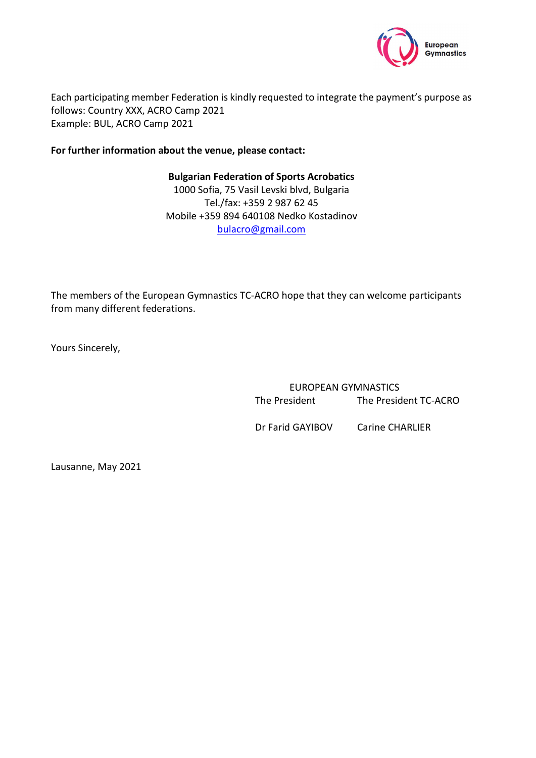Each participating member Federation is kindly requested to integrate the payment's purpose as follows: Country XXX, ACRO Camp 2021
Example: BUL, ACRO Camp 2021

**For further information about the venue, please contact:**

**Bulgarian Federation of Sports Acrobatics**
1000 Sofia, 75 Vasil Levski blvd, Bulgaria
Tel./fax: +359 2 987 62 45
Mobile +359 894 640108 Nedko Kostadinov
bulacro@gmail.com

The members of the European Gymnastics TC-ACRO hope that they can welcome participants from many different federations.

Yours Sincerely,

EUROPEAN GYMNASTICS

| The President | The President TC-ACRO |
|---|---|
| Dr Farid GAYIBOV | Carine CHARLIER |

Lausanne, May 2021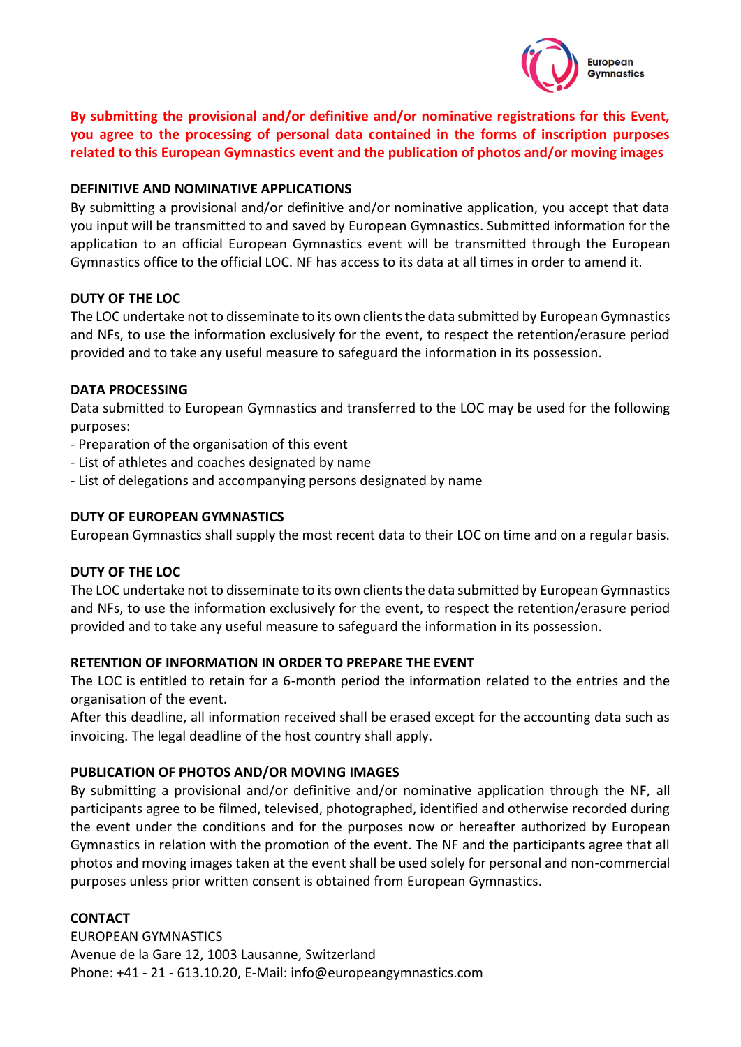**By submitting the provisional and/or definitive and/or nominative registrations for this Event, you agree to the processing of personal data contained in the forms of inscription purposes related to this European Gymnastics event and the publication of photos and/or moving images**

**DEFINITIVE AND NOMINATIVE APPLICATIONS**

By submitting a provisional and/or definitive and/or nominative application, you accept that data you input will be transmitted to and saved by European Gymnastics. Submitted information for the application to an official European Gymnastics event will be transmitted through the European Gymnastics office to the official LOC. NF has access to its data at all times in order to amend it.

**DUTY OF THE LOC**

The LOC undertake not to disseminate to its own clients the data submitted by European Gymnastics and NFs, to use the information exclusively for the event, to respect the retention/erasure period provided and to take any useful measure to safeguard the information in its possession.

**DATA PROCESSING**

Data submitted to European Gymnastics and transferred to the LOC may be used for the following purposes:

- Preparation of the organisation of this event
- List of athletes and coaches designated by name
- List of delegations and accompanying persons designated by name

**DUTY OF EUROPEAN GYMNASTICS**

European Gymnastics shall supply the most recent data to their LOC on time and on a regular basis.

**DUTY OF THE LOC**

The LOC undertake not to disseminate to its own clients the data submitted by European Gymnastics and NFs, to use the information exclusively for the event, to respect the retention/erasure period provided and to take any useful measure to safeguard the information in its possession.

**RETENTION OF INFORMATION IN ORDER TO PREPARE THE EVENT**

The LOC is entitled to retain for a 6-month period the information related to the entries and the organisation of the event.

After this deadline, all information received shall be erased except for the accounting data such as invoicing. The legal deadline of the host country shall apply.

**PUBLICATION OF PHOTOS AND/OR MOVING IMAGES**

By submitting a provisional and/or definitive and/or nominative application through the NF, all participants agree to be filmed, televised, photographed, identified and otherwise recorded during the event under the conditions and for the purposes now or hereafter authorized by European Gymnastics in relation with the promotion of the event. The NF and the participants agree that all photos and moving images taken at the event shall be used solely for personal and non-commercial purposes unless prior written consent is obtained from European Gymnastics.

**CONTACT**

EUROPEAN GYMNASTICS
Avenue de la Gare 12, 1003 Lausanne, Switzerland
Phone: +41 - 21 - 613.10.20, E-Mail: info@europeangymnastics.com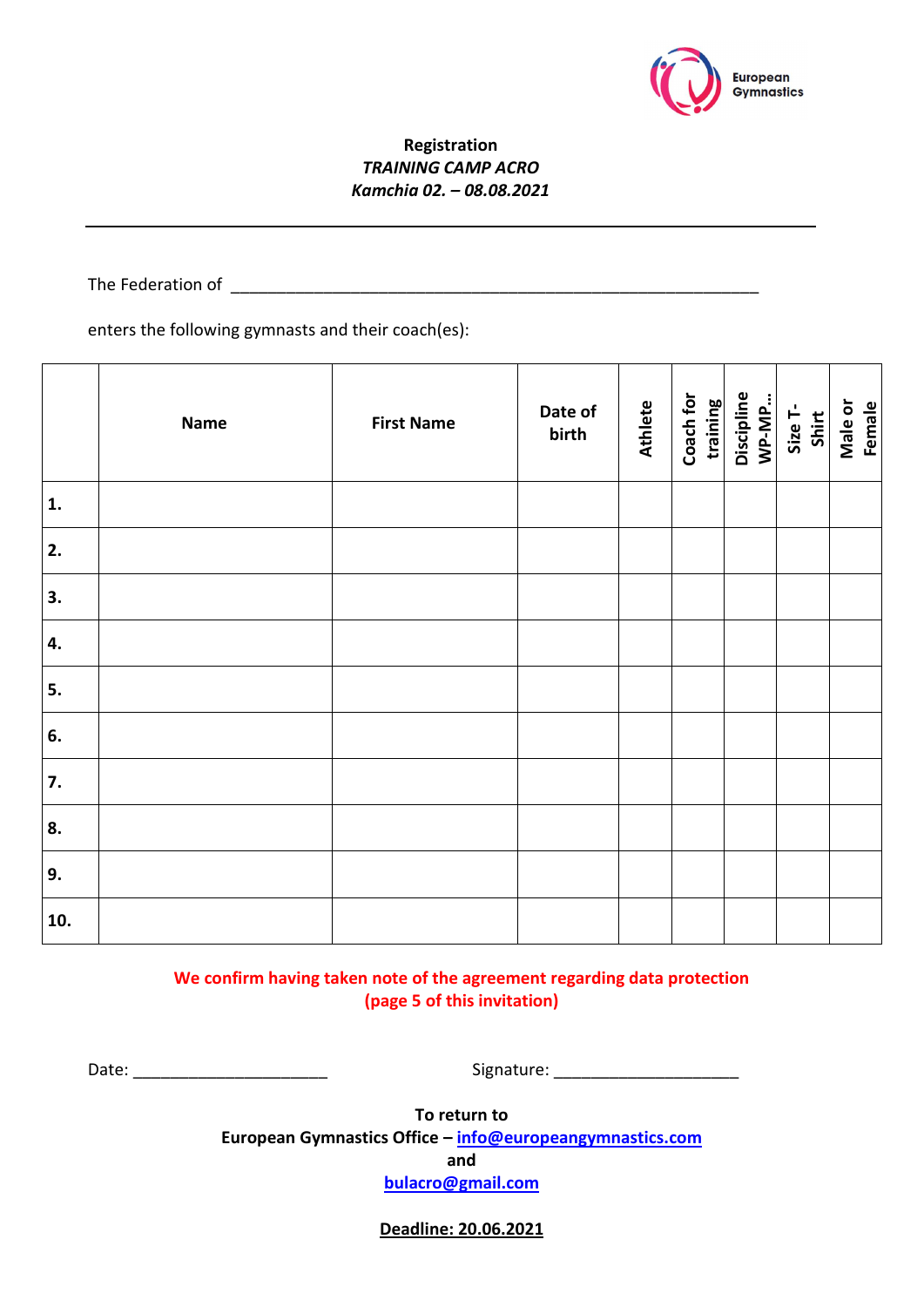**Registration**
***TRAINING CAMP ACRO***
***Kamchia 02. – 08.08.2021***

---

The Federation of \_\_\_\_\_\_\_\_\_\_\_\_\_\_\_\_\_\_\_\_\_\_\_\_\_\_\_\_\_\_\_\_\_\_\_\_\_\_\_\_\_\_\_\_\_\_\_\_\_\_\_\_\_\_\_\_\_\_

enters the following gymnasts and their coach(es):

| | Name | First Name | Date of birth | Athlete | Coach for training | Discipline WP-MP... | Size T-Shirt | Male or Female |
|---|---|---|---|---|---|---|---|---|
| **1.** | | | | | | | | |
| **2.** | | | | | | | | |
| **3.** | | | | | | | | |
| **4.** | | | | | | | | |
| **5.** | | | | | | | | |
| **6.** | | | | | | | | |
| **7.** | | | | | | | | |
| **8.** | | | | | | | | |
| **9.** | | | | | | | | |
| **10.** | | | | | | | | |

**We confirm having taken note of the agreement regarding data protection (page 5 of this invitation)**

Date: \_\_\_\_\_\_\_\_\_\_\_\_\_\_\_\_\_\_\_\_\_\_ Signature: \_\_\_\_\_\_\_\_\_\_\_\_\_\_\_\_\_\_\_\_\_

**To return to**
**European Gymnastics Office – info@europeangymnastics.com**
**and**
**bulacro@gmail.com**

**Deadline: 20.06.2021**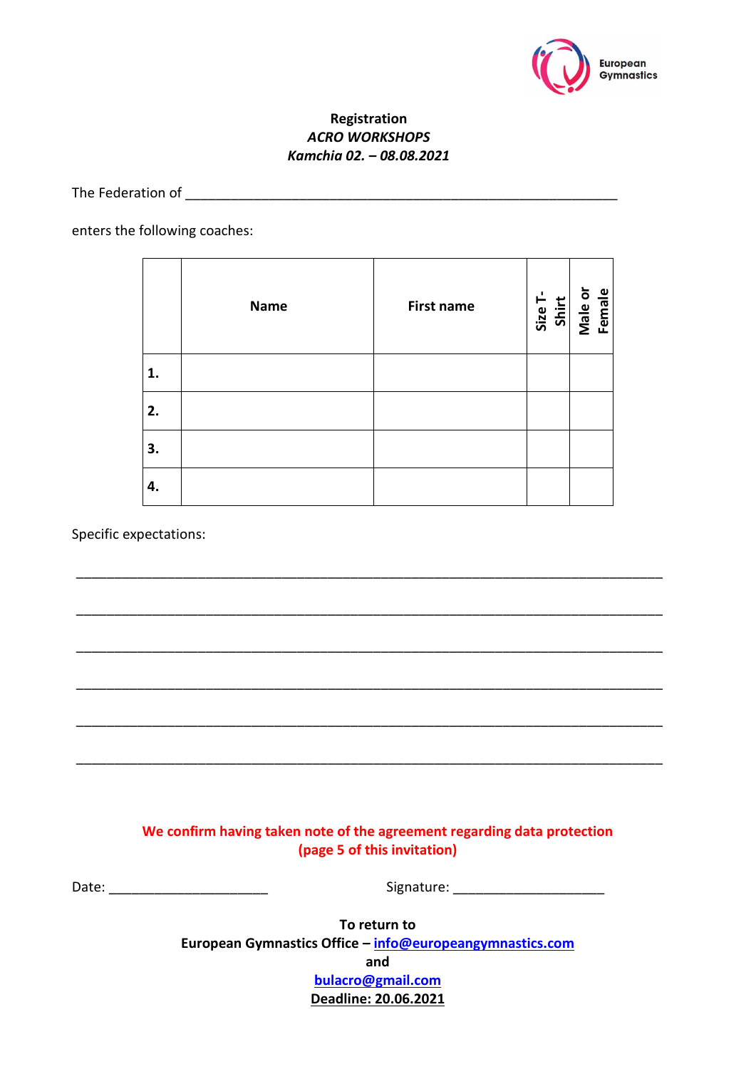**Registration**
***ACRO WORKSHOPS***
***Kamchia 02. – 08.08.2021***

The Federation of ____________________________________________________________

enters the following coaches:

| | Name | First name | Size T-Shirt | Male or Female |
|---|---|---|---|---|
| **1.** | | | | |
| **2.** | | | | |
| **3.** | | | | |
| **4.** | | | | |

Specific expectations:

_______________________________________________________________________________

_______________________________________________________________________________

_______________________________________________________________________________

_______________________________________________________________________________

_______________________________________________________________________________

_______________________________________________________________________________

**We confirm having taken note of the agreement regarding data protection (page 5 of this invitation)**

Date: ______________________ Signature: ____________________

**To return to**
**European Gymnastics Office – info@europeangymnastics.com**
**and**
**bulacro@gmail.com**
**Deadline: 20.06.2021**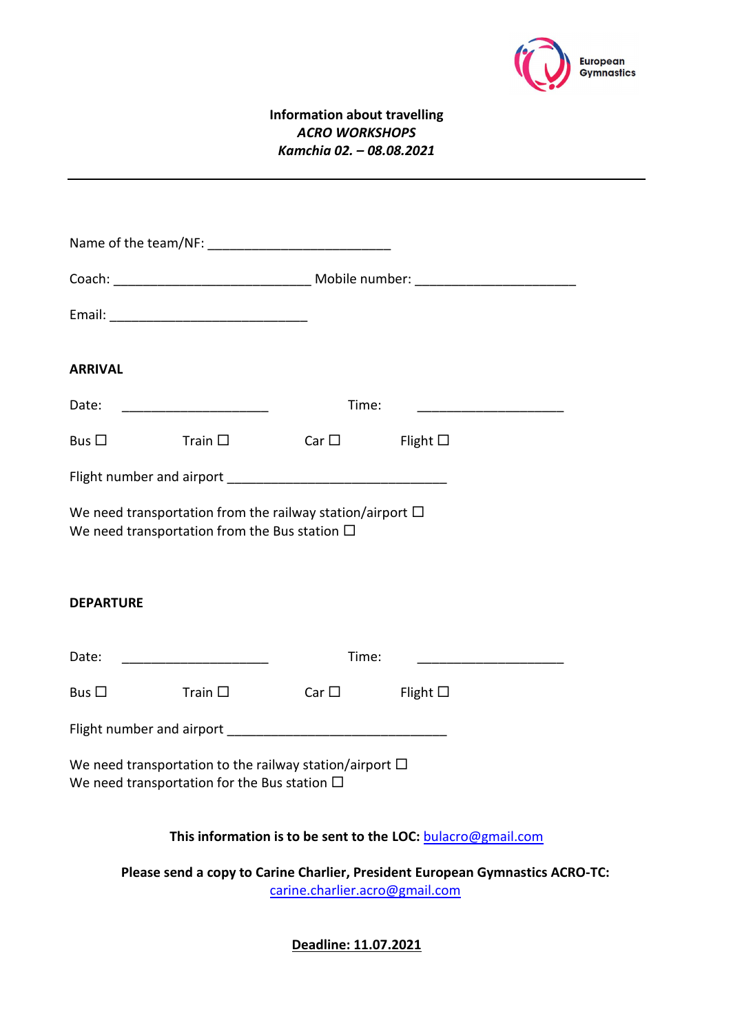**Information about travelling**
***ACRO WORKSHOPS***
***Kamchia 02. – 08.08.2021***

---

Name of the team/NF: _________________________

Coach: ___________________________ Mobile number: ______________________

Email: ___________________________

**ARRIVAL**

Date: ____________________ Time: ____________________

Bus ☐ Train ☐ Car ☐ Flight ☐

Flight number and airport ______________________________

We need transportation from the railway station/airport ☐
We need transportation from the Bus station ☐

**DEPARTURE**

Date: ____________________ Time: ____________________

Bus ☐ Train ☐ Car ☐ Flight ☐

Flight number and airport ______________________________

We need transportation to the railway station/airport ☐
We need transportation for the Bus station ☐

**This information is to be sent to the LOC:** bulacro@gmail.com

**Please send a copy to Carine Charlier, President European Gymnastics ACRO-TC:**
carine.charlier.acro@gmail.com

**Deadline: 11.07.2021**